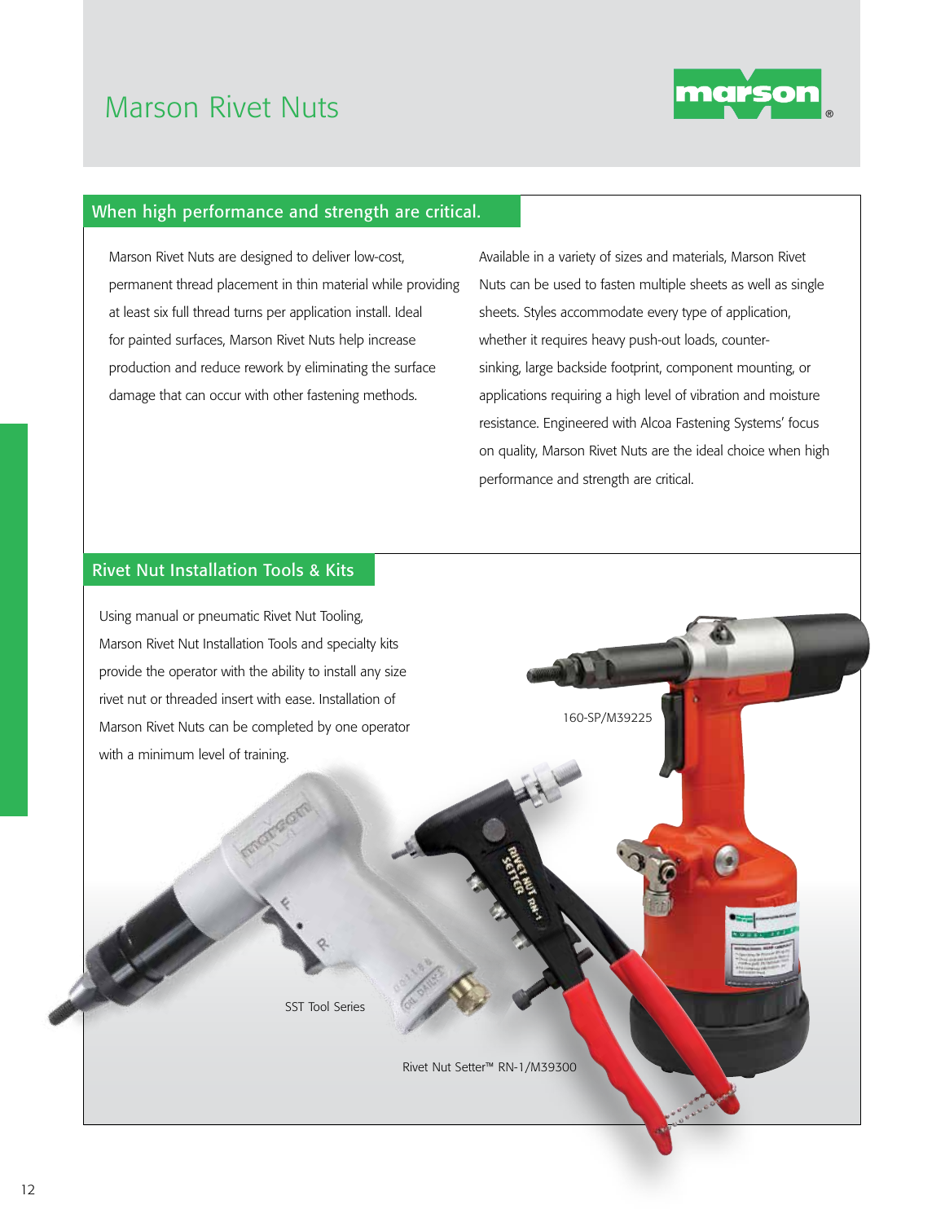# Marson Rivet Nuts

## When high performance and strength are critical.

Marson Rivet Nuts are designed to deliver low-cost, permanent thread placement in thin material while providing at least six full thread turns per application install. Ideal for painted surfaces, Marson Rivet Nuts help increase production and reduce rework by eliminating the surface damage that can occur with other fastening methods.

Available in a variety of sizes and materials, Marson Rivet Nuts can be used to fasten multiple sheets as well as single sheets. Styles accommodate every type of application, whether it requires heavy push-out loads, counter-sinking, large backside footprint, component mounting, or applications requiring a high level of vibration and moisture resistance. Engineered with Alcoa Fastening Systems' focus on quality, Marson Rivet Nuts are the ideal choice when high performance and strength are critical.

## Rivet Nut Installation Tools & Kits

Using manual or pneumatic Rivet Nut Tooling, Marson Rivet Nut Installation Tools and specialty kits provide the operator with the ability to install any size rivet nut or threaded insert with ease. Installation of Marson Rivet Nuts can be completed by one operator with a minimum level of training.

160-SP/M39225

SST Tool Series

Rivet Nut Setter™ RN-1/M39300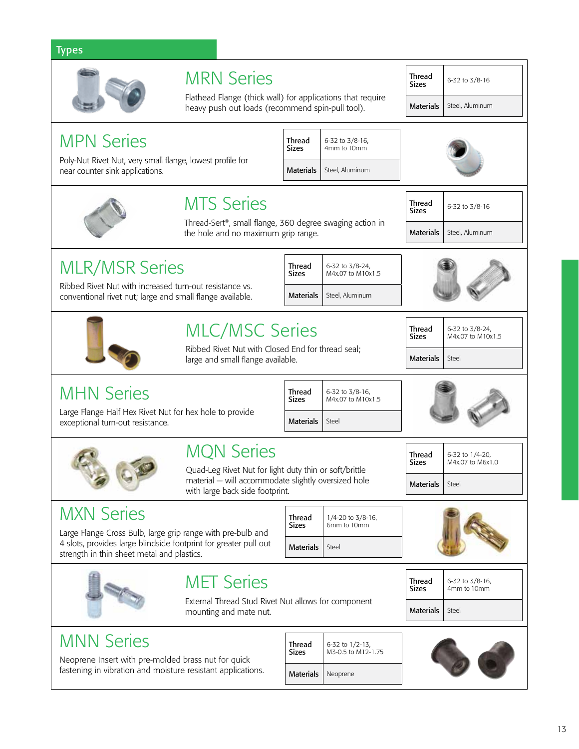## Types

### MRN Series

Flathead Flange (thick wall) for applications that require heavy push out loads (recommend spin-pull tool).

| | |
|---|---|
| Thread Sizes | 6-32 to 3/8-16 |
| Materials | Steel, Aluminum |

### MPN Series

Poly-Nut Rivet Nut, very small flange, lowest profile for near counter sink applications.

| | |
|---|---|
| Thread Sizes | 6-32 to 3/8-16, 4mm to 10mm |
| Materials | Steel, Aluminum |

### MTS Series

Thread-Sert®, small flange, 360 degree swaging action in the hole and no maximum grip range.

| | |
|---|---|
| Thread Sizes | 6-32 to 3/8-16 |
| Materials | Steel, Aluminum |

### MLR/MSR Series

Ribbed Rivet Nut with increased turn-out resistance vs. conventional rivet nut; large and small flange available.

| | |
|---|---|
| Thread Sizes | 6-32 to 3/8-24, M4x.07 to M10x1.5 |
| Materials | Steel, Aluminum |

### MLC/MSC Series

Ribbed Rivet Nut with Closed End for thread seal; large and small flange available.

| | |
|---|---|
| Thread Sizes | 6-32 to 3/8-24, M4x.07 to M10x1.5 |
| Materials | Steel |

### MHN Series

Large Flange Half Hex Rivet Nut for hex hole to provide exceptional turn-out resistance.

| | |
|---|---|
| Thread Sizes | 6-32 to 3/8-16, M4x.07 to M10x1.5 |
| Materials | Steel |

### MQN Series

Quad-Leg Rivet Nut for light duty thin or soft/brittle material – will accommodate slightly oversized hole with large back side footprint.

| | |
|---|---|
| Thread Sizes | 6-32 to 1/4-20, M4x.07 to M6x1.0 |
| Materials | Steel |

### MXN Series

Large Flange Cross Bulb, large grip range with pre-bulb and 4 slots, provides large blindside footprint for greater pull out strength in thin sheet metal and plastics.

| | |
|---|---|
| Thread Sizes | 1/4-20 to 3/8-16, 6mm to 10mm |
| Materials | Steel |

### MET Series

External Thread Stud Rivet Nut allows for component mounting and mate nut.

| | |
|---|---|
| Thread Sizes | 6-32 to 3/8-16, 4mm to 10mm |
| Materials | Steel |

### MNN Series

Neoprene Insert with pre-molded brass nut for quick fastening in vibration and moisture resistant applications.

| | |
|---|---|
| Thread Sizes | 6-32 to 1/2-13, M3-0.5 to M12-1.75 |
| Materials | Neoprene |